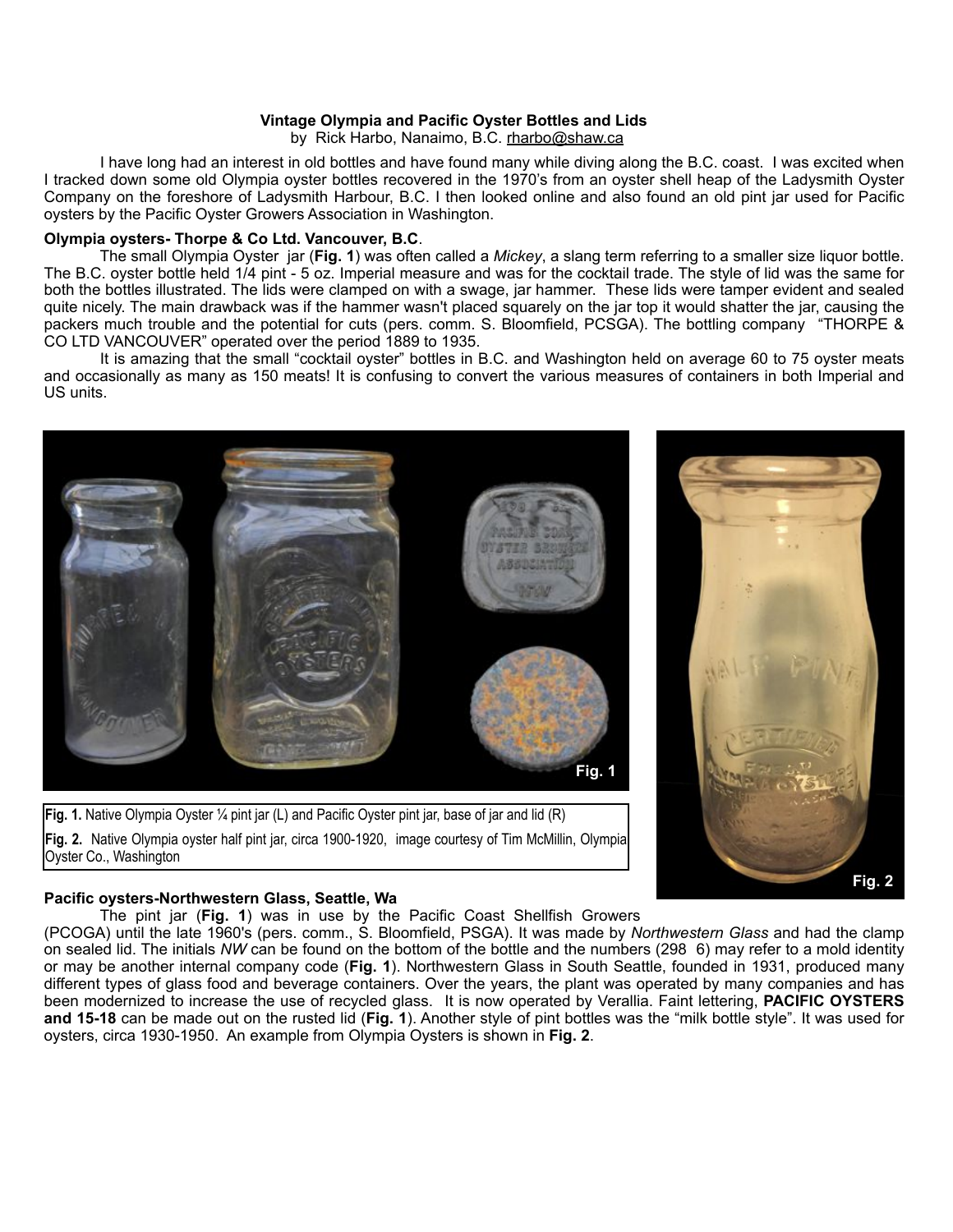**Vintage Olympia and Pacific Oyster Bottles and Lids**

by Rick Harbo, Nanaimo, B.C. rharbo@shaw.ca

I have long had an interest in old bottles and have found many while diving along the B.C. coast. I was excited when I tracked down some old Olympia oyster bottles recovered in the 1970's from an oyster shell heap of the Ladysmith Oyster Company on the foreshore of Ladysmith Harbour, B.C. I then looked online and also found an old pint jar used for Pacific oysters by the Pacific Oyster Growers Association in Washington.

**Olympia oysters- Thorpe & Co Ltd. Vancouver, B.C**.

The small Olympia Oyster jar (**Fig. 1**) was often called a *Mickey*, a slang term referring to a smaller size liquor bottle. The B.C. oyster bottle held 1/4 pint - 5 oz. Imperial measure and was for the cocktail trade. The style of lid was the same for both the bottles illustrated. The lids were clamped on with a swage, jar hammer. These lids were tamper evident and sealed quite nicely. The main drawback was if the hammer wasn't placed squarely on the jar top it would shatter the jar, causing the packers much trouble and the potential for cuts (pers. comm. S. Bloomfield, PCSGA). The bottling company "THORPE & CO LTD VANCOUVER" operated over the period 1889 to 1935.

It is amazing that the small "cocktail oyster" bottles in B.C. and Washington held on average 60 to 75 oyster meats and occasionally as many as 150 meats! It is confusing to convert the various measures of containers in both Imperial and US units.

**Fig. 1.** Native Olympia Oyster ¼ pint jar (L) and Pacific Oyster pint jar, base of jar and lid (R)

**Fig. 2.** Native Olympia oyster half pint jar, circa 1900-1920, image courtesy of Tim McMillin, Olympia Oyster Co., Washington

**Pacific oysters-Northwestern Glass, Seattle, Wa**

The pint jar (**Fig. 1**) was in use by the Pacific Coast Shellfish Growers (PCOGA) until the late 1960's (pers. comm., S. Bloomfield, PSGA). It was made by *Northwestern Glass* and had the clamp on sealed lid. The initials *NW* can be found on the bottom of the bottle and the numbers (298 6) may refer to a mold identity or may be another internal company code (**Fig. 1**). Northwestern Glass in South Seattle, founded in 1931, produced many different types of glass food and beverage containers. Over the years, the plant was operated by many companies and has been modernized to increase the use of recycled glass. It is now operated by Verallia. Faint lettering, **PACIFIC OYSTERS and 15-18** can be made out on the rusted lid (**Fig. 1**). Another style of pint bottles was the "milk bottle style". It was used for oysters, circa 1930-1950. An example from Olympia Oysters is shown in **Fig. 2**.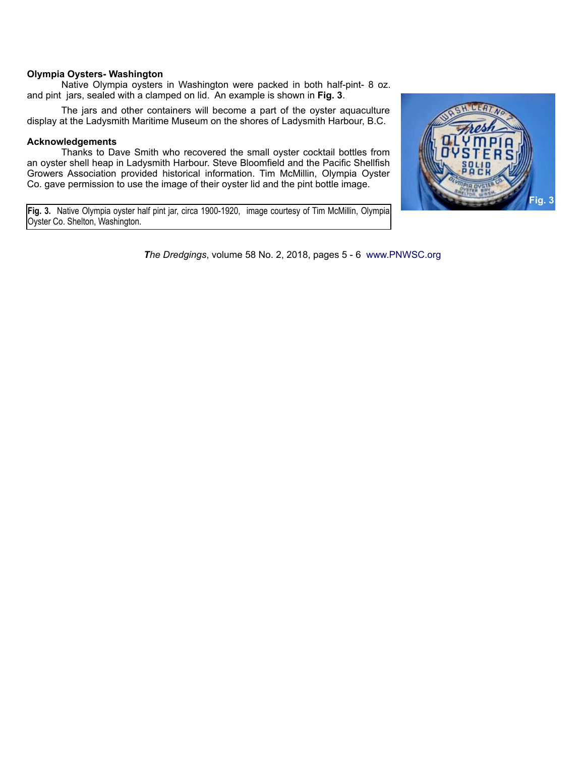**Olympia Oysters- Washington**

Native Olympia oysters in Washington were packed in both half-pint- 8 oz. and pint jars, sealed with a clamped on lid. An example is shown in **Fig. 3**.

The jars and other containers will become a part of the oyster aquaculture display at the Ladysmith Maritime Museum on the shores of Ladysmith Harbour, B.C.

**Acknowledgements**

Thanks to Dave Smith who recovered the small oyster cocktail bottles from an oyster shell heap in Ladysmith Harbour. Steve Bloomfield and the Pacific Shellfish Growers Association provided historical information. Tim McMillin, Olympia Oyster Co. gave permission to use the image of their oyster lid and the pint bottle image.

**Fig. 3.** Native Olympia oyster half pint jar, circa 1900-1920, image courtesy of Tim McMillin, Olympia Oyster Co. Shelton, Washington.

***T****he Dredgings*, volume 58 No. 2, 2018, pages 5 - 6 www.PNWSC.org